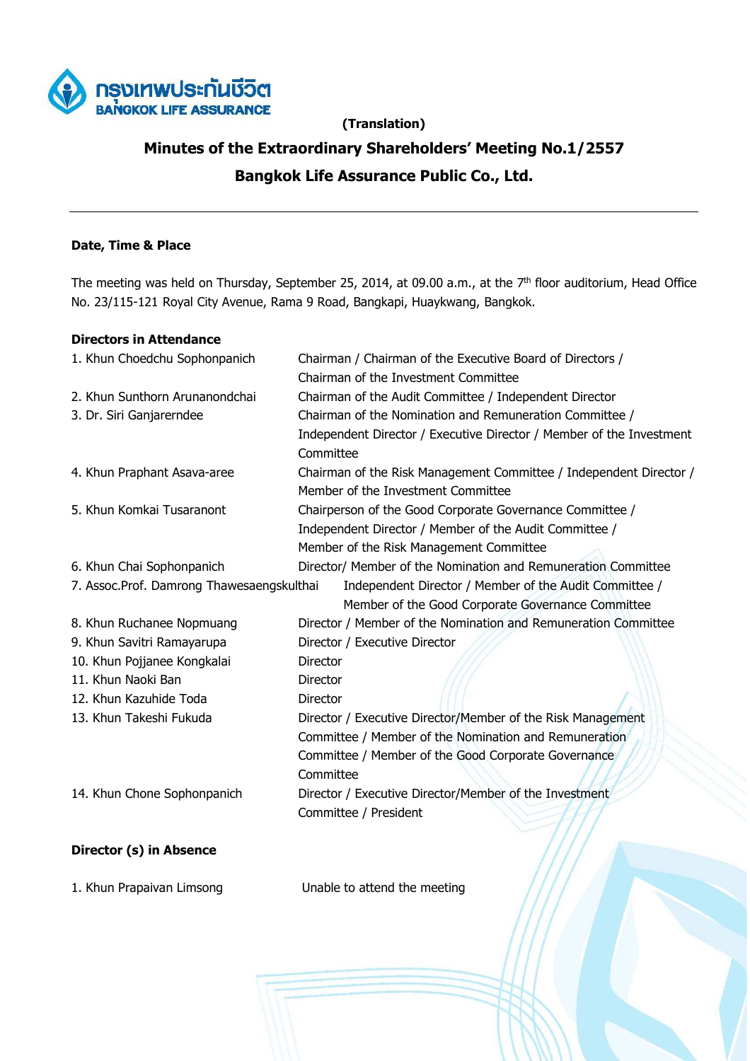(Translation)

# Minutes of the Extraordinary Shareholders' Meeting No.1/2557

# Bangkok Life Assurance Public Co., Ltd.

---

**Date, Time & Place**

The meeting was held on Thursday, September 25, 2014, at 09.00 a.m., at the 7th floor auditorium, Head Office No. 23/115-121 Royal City Avenue, Rama 9 Road, Bangkapi, Huaykwang, Bangkok.

**Directors in Attendance**

| | |
|---|---|
| 1. Khun Choedchu Sophonpanich | Chairman / Chairman of the Executive Board of Directors / Chairman of the Investment Committee |
| 2. Khun Sunthorn Arunanondchai | Chairman of the Audit Committee / Independent Director |
| 3. Dr. Siri Ganjarerndee | Chairman of the Nomination and Remuneration Committee / Independent Director / Executive Director / Member of the Investment Committee |
| 4. Khun Praphant Asava-aree | Chairman of the Risk Management Committee / Independent Director / Member of the Investment Committee |
| 5. Khun Komkai Tusaranont | Chairperson of the Good Corporate Governance Committee / Independent Director / Member of the Audit Committee / Member of the Risk Management Committee |
| 6. Khun Chai Sophonpanich | Director/ Member of the Nomination and Remuneration Committee |
| 7. Assoc.Prof. Damrong Thawesaengskulthai | Independent Director / Member of the Audit Committee / Member of the Good Corporate Governance Committee |
| 8. Khun Ruchanee Nopmuang | Director / Member of the Nomination and Remuneration Committee |
| 9. Khun Savitri Ramayarupa | Director / Executive Director |
| 10. Khun Pojjanee Kongkalai | Director |
| 11. Khun Naoki Ban | Director |
| 12. Khun Kazuhide Toda | Director |
| 13. Khun Takeshi Fukuda | Director / Executive Director/Member of the Risk Management Committee / Member of the Nomination and Remuneration Committee / Member of the Good Corporate Governance Committee |
| 14. Khun Chone Sophonpanich | Director / Executive Director/Member of the Investment Committee / President |

**Director (s) in Absence**

| | |
|---|---|
| 1. Khun Prapaivan Limsong | Unable to attend the meeting |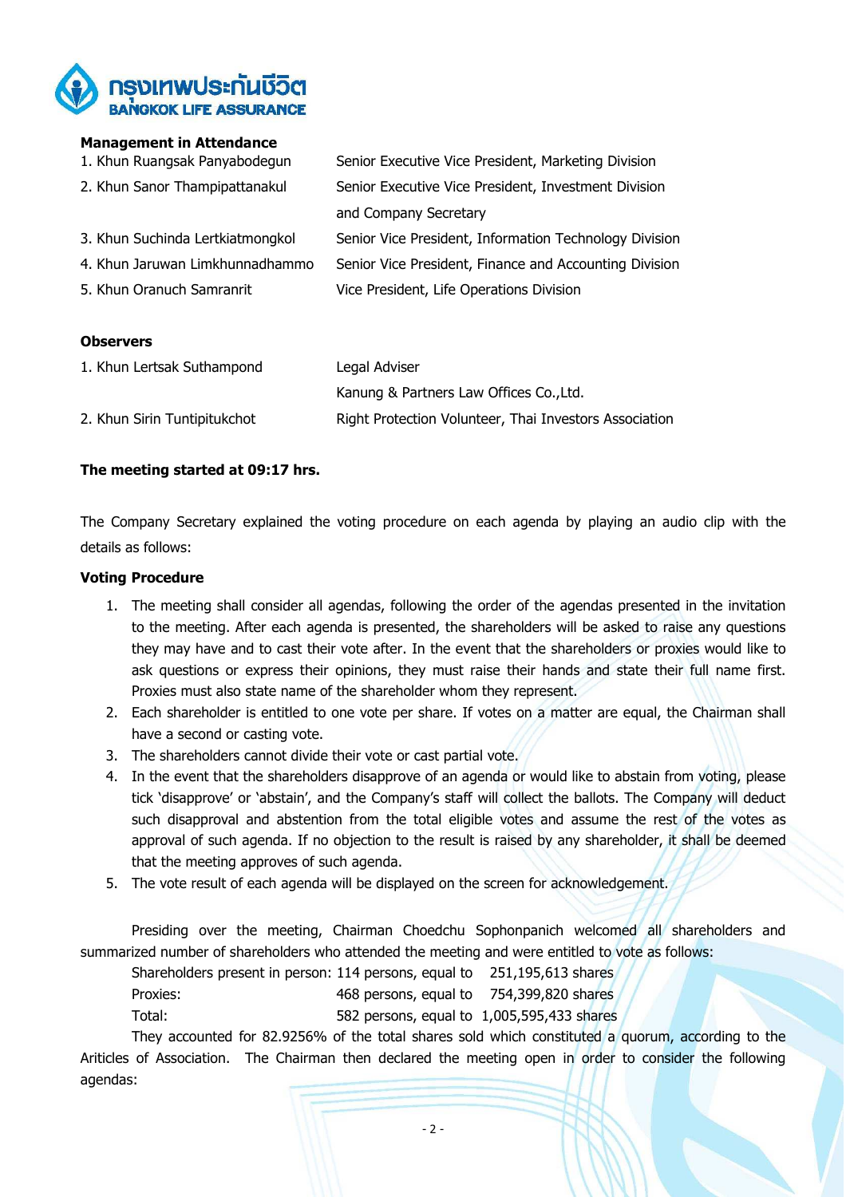**Management in Attendance**

| | |
|---|---|
| 1. Khun Ruangsak Panyabodegun | Senior Executive Vice President, Marketing Division |
| 2. Khun Sanor Thampipattanakul | Senior Executive Vice President, Investment Division and Company Secretary |
| 3. Khun Suchinda Lertkiatmongkol | Senior Vice President, Information Technology Division |
| 4. Khun Jaruwan Limkhunnadhammo | Senior Vice President, Finance and Accounting Division |
| 5. Khun Oranuch Samranrit | Vice President, Life Operations Division |

**Observers**

| | |
|---|---|
| 1. Khun Lertsak Suthampond | Legal Adviser<br>Kanung & Partners Law Offices Co.,Ltd. |
| 2. Khun Sirin Tuntipitukchot | Right Protection Volunteer, Thai Investors Association |

**The meeting started at 09:17 hrs.**

The Company Secretary explained the voting procedure on each agenda by playing an audio clip with the details as follows:

**Voting Procedure**

1. The meeting shall consider all agendas, following the order of the agendas presented in the invitation to the meeting. After each agenda is presented, the shareholders will be asked to raise any questions they may have and to cast their vote after. In the event that the shareholders or proxies would like to ask questions or express their opinions, they must raise their hands and state their full name first. Proxies must also state name of the shareholder whom they represent.
2. Each shareholder is entitled to one vote per share. If votes on a matter are equal, the Chairman shall have a second or casting vote.
3. The shareholders cannot divide their vote or cast partial vote.
4. In the event that the shareholders disapprove of an agenda or would like to abstain from voting, please tick 'disapprove' or 'abstain', and the Company's staff will collect the ballots. The Company will deduct such disapproval and abstention from the total eligible votes and assume the rest of the votes as approval of such agenda. If no objection to the result is raised by any shareholder, it shall be deemed that the meeting approves of such agenda.
5. The vote result of each agenda will be displayed on the screen for acknowledgement.

Presiding over the meeting, Chairman Choedchu Sophonpanich welcomed all shareholders and summarized number of shareholders who attended the meeting and were entitled to vote as follows:

| | | |
|---|---|---|
| Shareholders present in person: | 114 persons, equal to | 251,195,613 shares |
| Proxies: | 468 persons, equal to | 754,399,820 shares |
| Total: | 582 persons, equal to | 1,005,595,433 shares |

They accounted for 82.9256% of the total shares sold which constituted a quorum, according to the Ariticles of Association. The Chairman then declared the meeting open in order to consider the following agendas: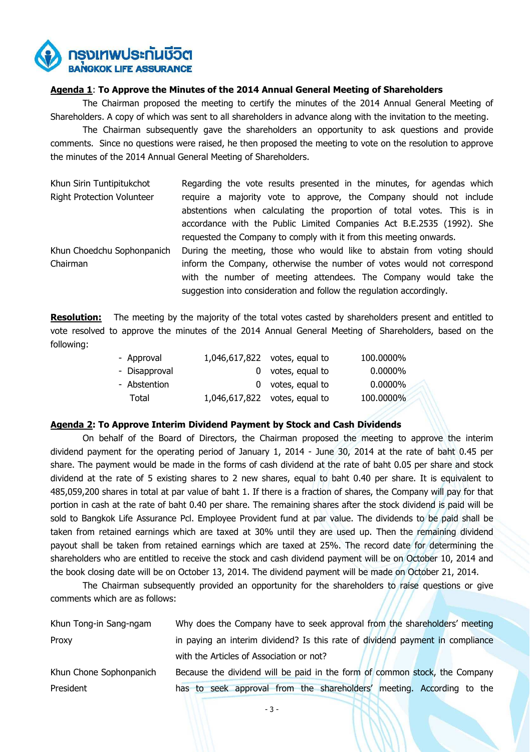**Agenda 1**: **To Approve the Minutes of the 2014 Annual General Meeting of Shareholders**

The Chairman proposed the meeting to certify the minutes of the 2014 Annual General Meeting of Shareholders. A copy of which was sent to all shareholders in advance along with the invitation to the meeting.

The Chairman subsequently gave the shareholders an opportunity to ask questions and provide comments. Since no questions were raised, he then proposed the meeting to vote on the resolution to approve the minutes of the 2014 Annual General Meeting of Shareholders.

| | |
|---|---|
| Khun Sirin Tuntipitukchot<br>Right Protection Volunteer | Regarding the vote results presented in the minutes, for agendas which require a majority vote to approve, the Company should not include abstentions when calculating the proportion of total votes. This is in accordance with the Public Limited Companies Act B.E.2535 (1992). She requested the Company to comply with it from this meeting onwards. |
| Khun Choedchu Sophonpanich<br>Chairman | During the meeting, those who would like to abstain from voting should inform the Company, otherwise the number of votes would not correspond with the number of meeting attendees. The Company would take the suggestion into consideration and follow the regulation accordingly. |

**Resolution:** The meeting by the majority of the total votes casted by shareholders present and entitled to vote resolved to approve the minutes of the 2014 Annual General Meeting of Shareholders, based on the following:

| | | | |
|---|---|---|---|
| - Approval | 1,046,617,822 | votes, equal to | 100.0000% |
| - Disapproval | 0 | votes, equal to | 0.0000% |
| - Abstention | 0 | votes, equal to | 0.0000% |
| Total | 1,046,617,822 | votes, equal to | 100.0000% |

**Agenda 2: To Approve Interim Dividend Payment by Stock and Cash Dividends**

On behalf of the Board of Directors, the Chairman proposed the meeting to approve the interim dividend payment for the operating period of January 1, 2014 - June 30, 2014 at the rate of baht 0.45 per share. The payment would be made in the forms of cash dividend at the rate of baht 0.05 per share and stock dividend at the rate of 5 existing shares to 2 new shares, equal to baht 0.40 per share. It is equivalent to 485,059,200 shares in total at par value of baht 1. If there is a fraction of shares, the Company will pay for that portion in cash at the rate of baht 0.40 per share. The remaining shares after the stock dividend is paid will be sold to Bangkok Life Assurance Pcl. Employee Provident fund at par value. The dividends to be paid shall be taken from retained earnings which are taxed at 30% until they are used up. Then the remaining dividend payout shall be taken from retained earnings which are taxed at 25%. The record date for determining the shareholders who are entitled to receive the stock and cash dividend payment will be on October 10, 2014 and the book closing date will be on October 13, 2014. The dividend payment will be made on October 21, 2014.

The Chairman subsequently provided an opportunity for the shareholders to raise questions or give comments which are as follows:

| | |
|---|---|
| Khun Tong-in Sang-ngam<br>Proxy | Why does the Company have to seek approval from the shareholders' meeting in paying an interim dividend? Is this rate of dividend payment in compliance with the Articles of Association or not? |
| Khun Chone Sophonpanich<br>President | Because the dividend will be paid in the form of common stock, the Company has to seek approval from the shareholders' meeting. According to the |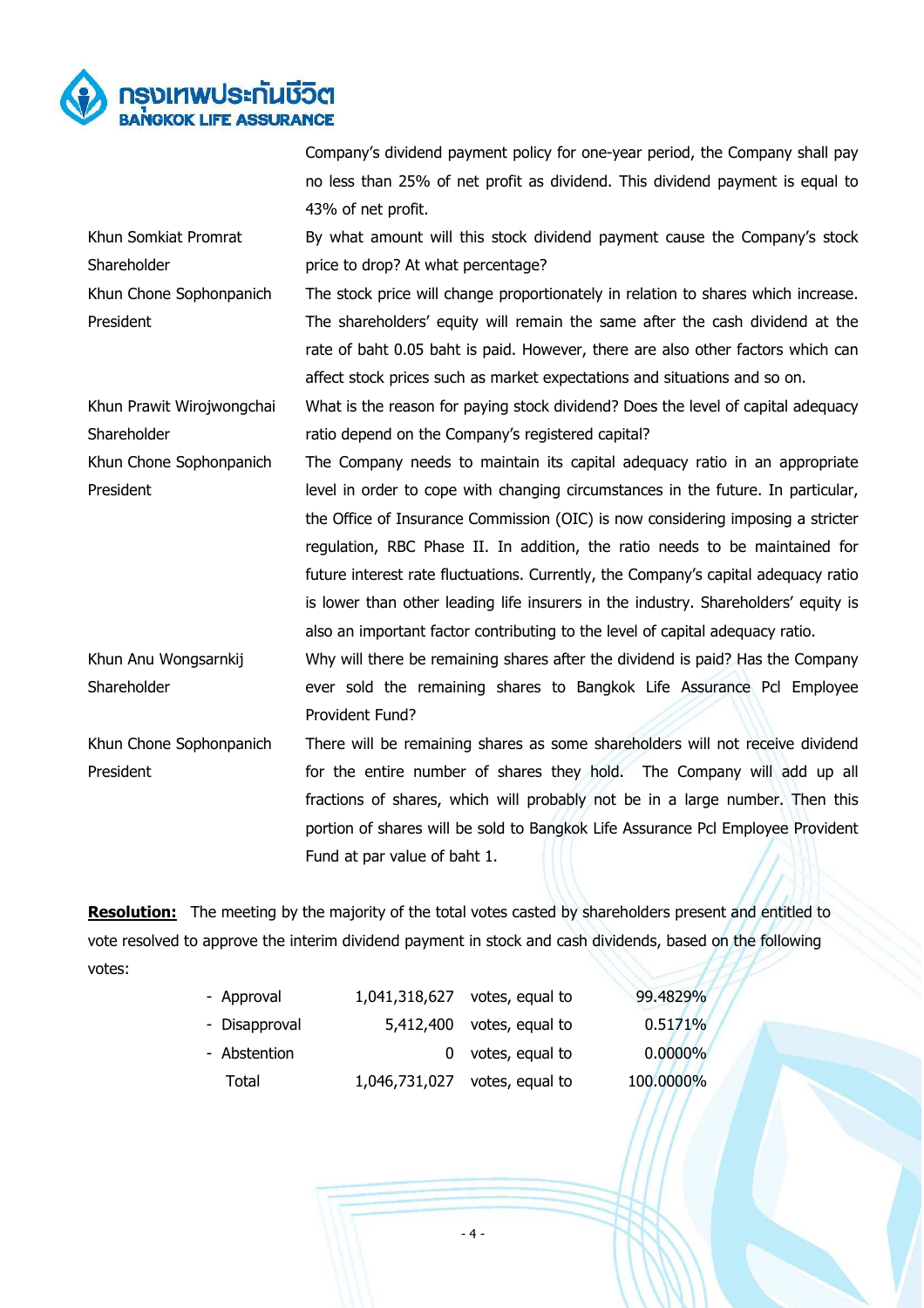Company's dividend payment policy for one-year period, the Company shall pay no less than 25% of net profit as dividend. This dividend payment is equal to 43% of net profit.

| | |
|---|---|
| Khun Somkiat Promrat<br>Shareholder | By what amount will this stock dividend payment cause the Company's stock price to drop? At what percentage? |
| Khun Chone Sophonpanich<br>President | The stock price will change proportionately in relation to shares which increase. The shareholders' equity will remain the same after the cash dividend at the rate of baht 0.05 baht is paid. However, there are also other factors which can affect stock prices such as market expectations and situations and so on. |
| Khun Prawit Wirojwongchai<br>Shareholder | What is the reason for paying stock dividend? Does the level of capital adequacy ratio depend on the Company's registered capital? |
| Khun Chone Sophonpanich<br>President | The Company needs to maintain its capital adequacy ratio in an appropriate level in order to cope with changing circumstances in the future. In particular, the Office of Insurance Commission (OIC) is now considering imposing a stricter regulation, RBC Phase II. In addition, the ratio needs to be maintained for future interest rate fluctuations. Currently, the Company's capital adequacy ratio is lower than other leading life insurers in the industry. Shareholders' equity is also an important factor contributing to the level of capital adequacy ratio. |
| Khun Anu Wongsarnkij<br>Shareholder | Why will there be remaining shares after the dividend is paid? Has the Company ever sold the remaining shares to Bangkok Life Assurance Pcl Employee Provident Fund? |
| Khun Chone Sophonpanich<br>President | There will be remaining shares as some shareholders will not receive dividend for the entire number of shares they hold. The Company will add up all fractions of shares, which will probably not be in a large number. Then this portion of shares will be sold to Bangkok Life Assurance Pcl Employee Provident Fund at par value of baht 1. |

**Resolution:** The meeting by the majority of the total votes casted by shareholders present and entitled to vote resolved to approve the interim dividend payment in stock and cash dividends, based on the following votes:

| | | | |
|---|---|---|---|
| - Approval | 1,041,318,627 | votes, equal to | 99.4829% |
| - Disapproval | 5,412,400 | votes, equal to | 0.5171% |
| - Abstention | 0 | votes, equal to | 0.0000% |
| Total | 1,046,731,027 | votes, equal to | 100.0000% |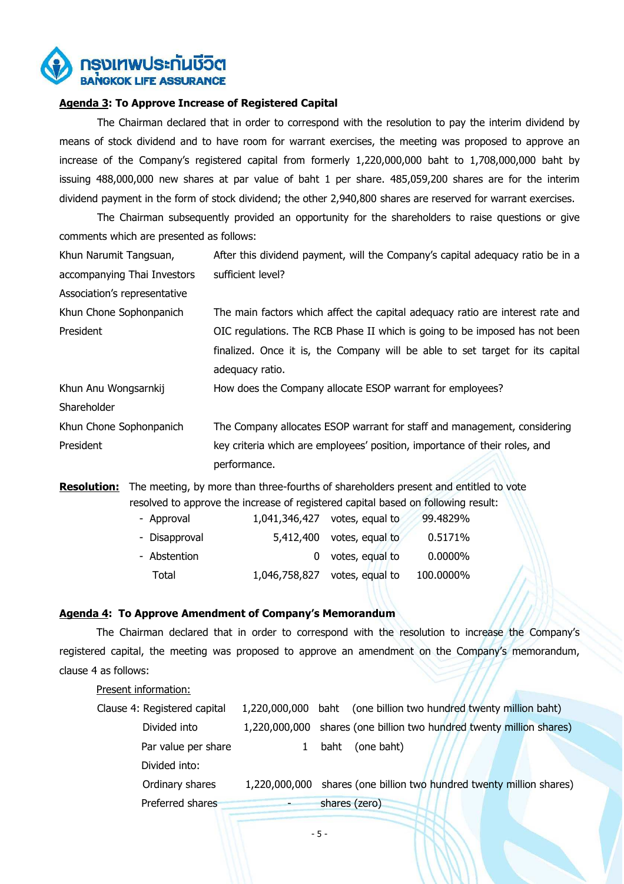**Agenda 3: To Approve Increase of Registered Capital**

The Chairman declared that in order to correspond with the resolution to pay the interim dividend by means of stock dividend and to have room for warrant exercises, the meeting was proposed to approve an increase of the Company's registered capital from formerly 1,220,000,000 baht to 1,708,000,000 baht by issuing 488,000,000 new shares at par value of baht 1 per share. 485,059,200 shares are for the interim dividend payment in the form of stock dividend; the other 2,940,800 shares are reserved for warrant exercises.

The Chairman subsequently provided an opportunity for the shareholders to raise questions or give comments which are presented as follows:

| | |
|---|---|
| Khun Narumit Tangsuan, accompanying Thai Investors Association's representative | After this dividend payment, will the Company's capital adequacy ratio be in a sufficient level? |
| Khun Chone Sophonpanich President | The main factors which affect the capital adequacy ratio are interest rate and OIC regulations. The RCB Phase II which is going to be imposed has not been finalized. Once it is, the Company will be able to set target for its capital adequacy ratio. |
| Khun Anu Wongsarnkij Shareholder | How does the Company allocate ESOP warrant for employees? |
| Khun Chone Sophonpanich President | The Company allocates ESOP warrant for staff and management, considering key criteria which are employees' position, importance of their roles, and performance. |

**Resolution:** The meeting, by more than three-fourths of shareholders present and entitled to vote resolved to approve the increase of registered capital based on following result:

| | | | |
|---|---|---|---|
| - Approval | 1,041,346,427 | votes, equal to | 99.4829% |
| - Disapproval | 5,412,400 | votes, equal to | 0.5171% |
| - Abstention | 0 | votes, equal to | 0.0000% |
| Total | 1,046,758,827 | votes, equal to | 100.0000% |

**Agenda 4: To Approve Amendment of Company's Memorandum**

The Chairman declared that in order to correspond with the resolution to increase the Company's registered capital, the meeting was proposed to approve an amendment on the Company's memorandum, clause 4 as follows:

Present information:

| | | | |
|---|---|---|---|
| Clause 4: Registered capital | 1,220,000,000 | baht | (one billion two hundred twenty million baht) |
| Divided into | 1,220,000,000 | shares | (one billion two hundred twenty million shares) |
| Par value per share | 1 | baht | (one baht) |
| Divided into: | | | |
| Ordinary shares | 1,220,000,000 | shares | (one billion two hundred twenty million shares) |
| Preferred shares | - | shares | (zero) |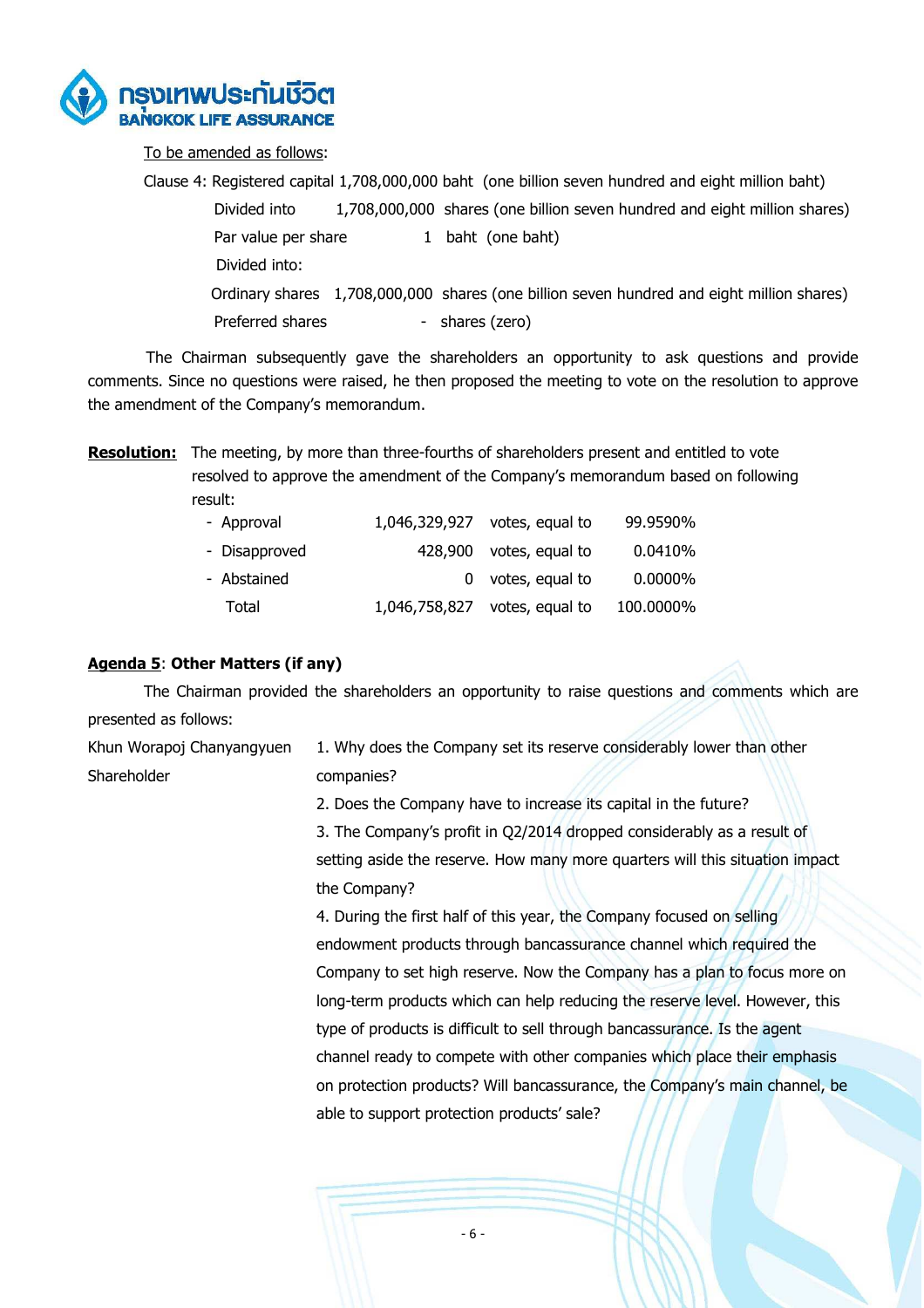<u>To be amended as follows</u>:

Clause 4: Registered capital 1,708,000,000 baht (one billion seven hundred and eight million baht)

| | | |
|---|---|---|
| Divided into | 1,708,000,000 | shares (one billion seven hundred and eight million shares) |
| Par value per share | 1 | baht (one baht) |
| Divided into: | | |
| Ordinary shares | 1,708,000,000 | shares (one billion seven hundred and eight million shares) |
| Preferred shares | - | shares (zero) |

The Chairman subsequently gave the shareholders an opportunity to ask questions and provide comments. Since no questions were raised, he then proposed the meeting to vote on the resolution to approve the amendment of the Company's memorandum.

**<u>Resolution:</u>** The meeting, by more than three-fourths of shareholders present and entitled to vote resolved to approve the amendment of the Company's memorandum based on following result:

| | | | |
|---|---|---|---|
| - Approval | 1,046,329,927 | votes, equal to | 99.9590% |
| - Disapproved | 428,900 | votes, equal to | 0.0410% |
| - Abstained | 0 | votes, equal to | 0.0000% |
| Total | 1,046,758,827 | votes, equal to | 100.0000% |

**<u>Agenda 5</u>: Other Matters (if any)**

The Chairman provided the shareholders an opportunity to raise questions and comments which are presented as follows:

Khun Worapoj Chanyangyuen
Shareholder

1. Why does the Company set its reserve considerably lower than other companies?
2. Does the Company have to increase its capital in the future?
3. The Company's profit in Q2/2014 dropped considerably as a result of setting aside the reserve. How many more quarters will this situation impact the Company?
4. During the first half of this year, the Company focused on selling endowment products through bancassurance channel which required the Company to set high reserve. Now the Company has a plan to focus more on long-term products which can help reducing the reserve level. However, this type of products is difficult to sell through bancassurance. Is the agent channel ready to compete with other companies which place their emphasis on protection products? Will bancassurance, the Company's main channel, be able to support protection products' sale?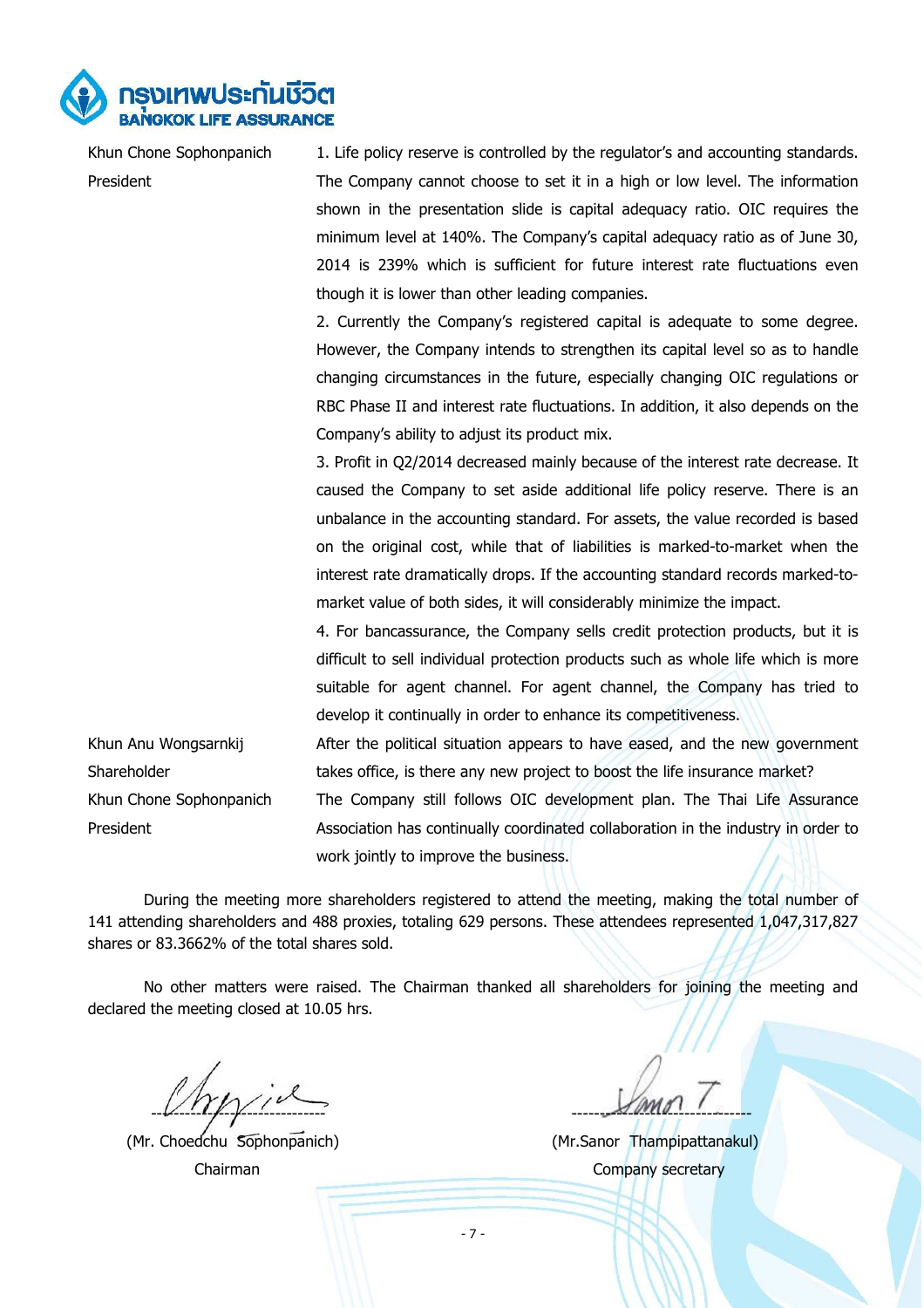Khun Chone Sophonpanich
President

1. Life policy reserve is controlled by the regulator's and accounting standards. The Company cannot choose to set it in a high or low level. The information shown in the presentation slide is capital adequacy ratio. OIC requires the minimum level at 140%. The Company's capital adequacy ratio as of June 30, 2014 is 239% which is sufficient for future interest rate fluctuations even though it is lower than other leading companies.

2. Currently the Company's registered capital is adequate to some degree. However, the Company intends to strengthen its capital level so as to handle changing circumstances in the future, especially changing OIC regulations or RBC Phase II and interest rate fluctuations. In addition, it also depends on the Company's ability to adjust its product mix.

3. Profit in Q2/2014 decreased mainly because of the interest rate decrease. It caused the Company to set aside additional life policy reserve. There is an unbalance in the accounting standard. For assets, the value recorded is based on the original cost, while that of liabilities is marked-to-market when the interest rate dramatically drops. If the accounting standard records marked-to-market value of both sides, it will considerably minimize the impact.

4. For bancassurance, the Company sells credit protection products, but it is difficult to sell individual protection products such as whole life which is more suitable for agent channel. For agent channel, the Company has tried to develop it continually in order to enhance its competitiveness.

Khun Anu Wongsarnkij
Shareholder

After the political situation appears to have eased, and the new government takes office, is there any new project to boost the life insurance market?

Khun Chone Sophonpanich
President

The Company still follows OIC development plan. The Thai Life Assurance Association has continually coordinated collaboration in the industry in order to work jointly to improve the business.

During the meeting more shareholders registered to attend the meeting, making the total number of 141 attending shareholders and 488 proxies, totaling 629 persons. These attendees represented 1,047,317,827 shares or 83.3662% of the total shares sold.

No other matters were raised. The Chairman thanked all shareholders for joining the meeting and declared the meeting closed at 10.05 hrs.

-------------------------------
(Mr. Choedchu Sophonpanich)
Chairman

-------------------------------
(Mr.Sanor Thampipattanakul)
Company secretary